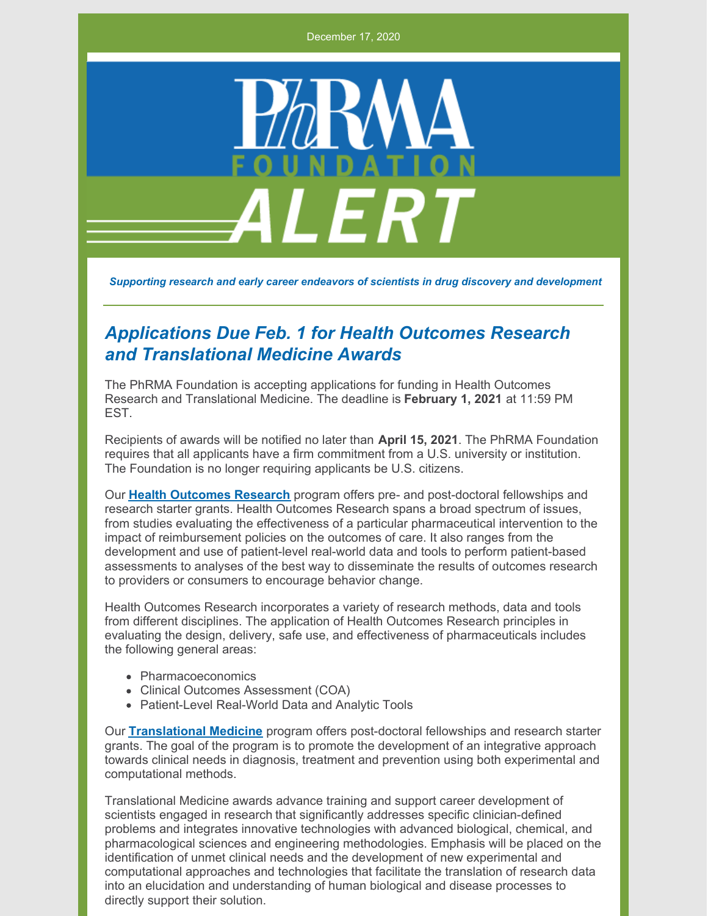December 17, 2020

PhRMA FOUNDATION ALERT

*Supporting research and early career endeavors of scientists in drug discovery and development*

## *Applications Due Feb. 1 for Health Outcomes Research and Translational Medicine Awards*

The PhRMA Foundation is accepting applications for funding in Health Outcomes Research and Translational Medicine. The deadline is **February 1, 2021** at 11:59 PM EST.

Recipients of awards will be notified no later than **April 15, 2021**. The PhRMA Foundation requires that all applicants have a firm commitment from a U.S. university or institution. The Foundation is no longer requiring applicants be U.S. citizens.

Our **Health Outcomes Research** program offers pre- and post-doctoral fellowships and research starter grants. Health Outcomes Research spans a broad spectrum of issues, from studies evaluating the effectiveness of a particular pharmaceutical intervention to the impact of reimbursement policies on the outcomes of care. It also ranges from the development and use of patient-level real-world data and tools to perform patient-based assessments to analyses of the best way to disseminate the results of outcomes research to providers or consumers to encourage behavior change.

Health Outcomes Research incorporates a variety of research methods, data and tools from different disciplines. The application of Health Outcomes Research principles in evaluating the design, delivery, safe use, and effectiveness of pharmaceuticals includes the following general areas:

- Pharmacoeconomics
- Clinical Outcomes Assessment (COA)
- Patient-Level Real-World Data and Analytic Tools

Our **Translational Medicine** program offers post-doctoral fellowships and research starter grants. The goal of the program is to promote the development of an integrative approach towards clinical needs in diagnosis, treatment and prevention using both experimental and computational methods.

Translational Medicine awards advance training and support career development of scientists engaged in research that significantly addresses specific clinician-defined problems and integrates innovative technologies with advanced biological, chemical, and pharmacological sciences and engineering methodologies. Emphasis will be placed on the identification of unmet clinical needs and the development of new experimental and computational approaches and technologies that facilitate the translation of research data into an elucidation and understanding of human biological and disease processes to directly support their solution.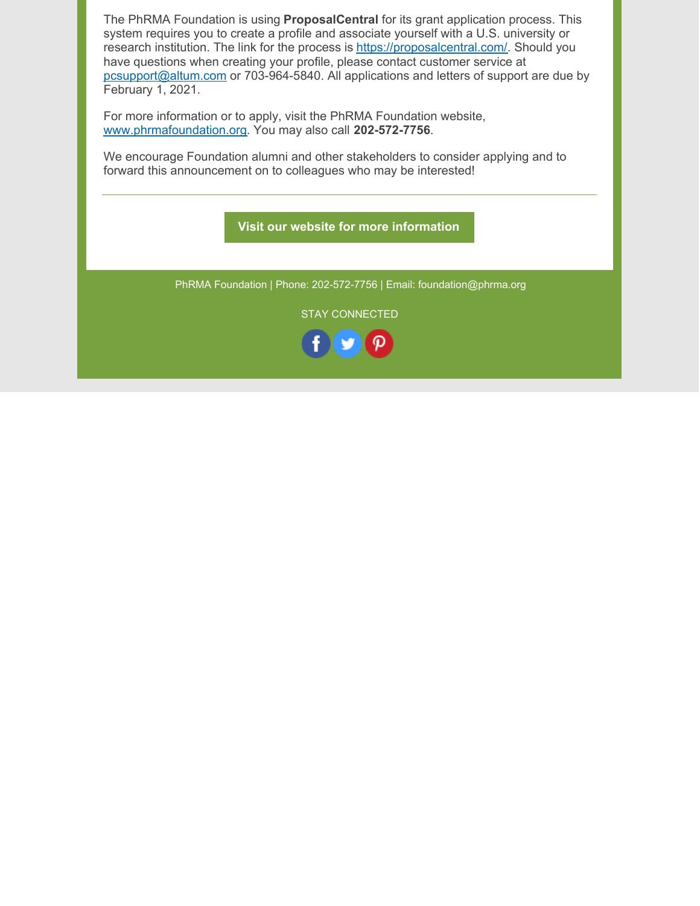The PhRMA Foundation is using **ProposalCentral** for its grant application process. This system requires you to create a profile and associate yourself with a U.S. university or research institution. The link for the process is https://proposalcentral.com/. Should you have questions when creating your profile, please contact customer service at pcsupport@altum.com or 703-964-5840. All applications and letters of support are due by February 1, 2021.

For more information or to apply, visit the PhRMA Foundation website, www.phrmafoundation.org. You may also call **202-572-7756**.

We encourage Foundation alumni and other stakeholders to consider applying and to forward this announcement on to colleagues who may be interested!

---

**Visit our website for more information**

PhRMA Foundation | Phone: 202-572-7756 | Email: foundation@phrma.org

STAY CONNECTED